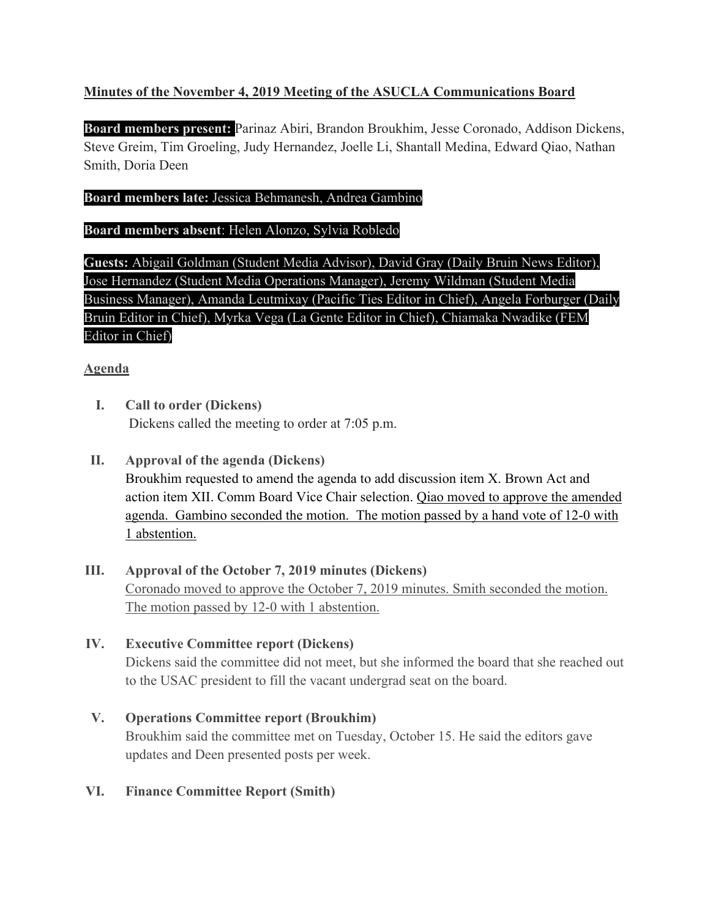**Minutes of the November 4, 2019 Meeting of the ASUCLA Communications Board**

**Board members present:** Parinaz Abiri, Brandon Broukhim, Jesse Coronado, Addison Dickens, Steve Greim, Tim Groeling, Judy Hernandez, Joelle Li, Shantall Medina, Edward Qiao, Nathan Smith, Doria Deen

**Board members late:** Jessica Behmanesh, Andrea Gambino

**Board members absent**: Helen Alonzo, Sylvia Robledo

**Guests:** Abigail Goldman (Student Media Advisor), David Gray (Daily Bruin News Editor), Jose Hernandez (Student Media Operations Manager), Jeremy Wildman (Student Media Business Manager), Amanda Leutmixay (Pacific Ties Editor in Chief), Angela Forburger (Daily Bruin Editor in Chief), Myrka Vega (La Gente Editor in Chief), Chiamaka Nwadike (FEM Editor in Chief)

**Agenda**

I. **Call to order (Dickens)**
Dickens called the meeting to order at 7:05 p.m.

II. **Approval of the agenda (Dickens)**
Broukhim requested to amend the agenda to add discussion item X. Brown Act and action item XII. Comm Board Vice Chair selection. Qiao moved to approve the amended agenda. Gambino seconded the motion. The motion passed by a hand vote of 12-0 with 1 abstention.

III. **Approval of the October 7, 2019 minutes (Dickens)**
Coronado moved to approve the October 7, 2019 minutes. Smith seconded the motion. The motion passed by 12-0 with 1 abstention.

IV. **Executive Committee report (Dickens)**
Dickens said the committee did not meet, but she informed the board that she reached out to the USAC president to fill the vacant undergrad seat on the board.

V. **Operations Committee report (Broukhim)**
Broukhim said the committee met on Tuesday, October 15. He said the editors gave updates and Deen presented posts per week.

VI. **Finance Committee Report (Smith)**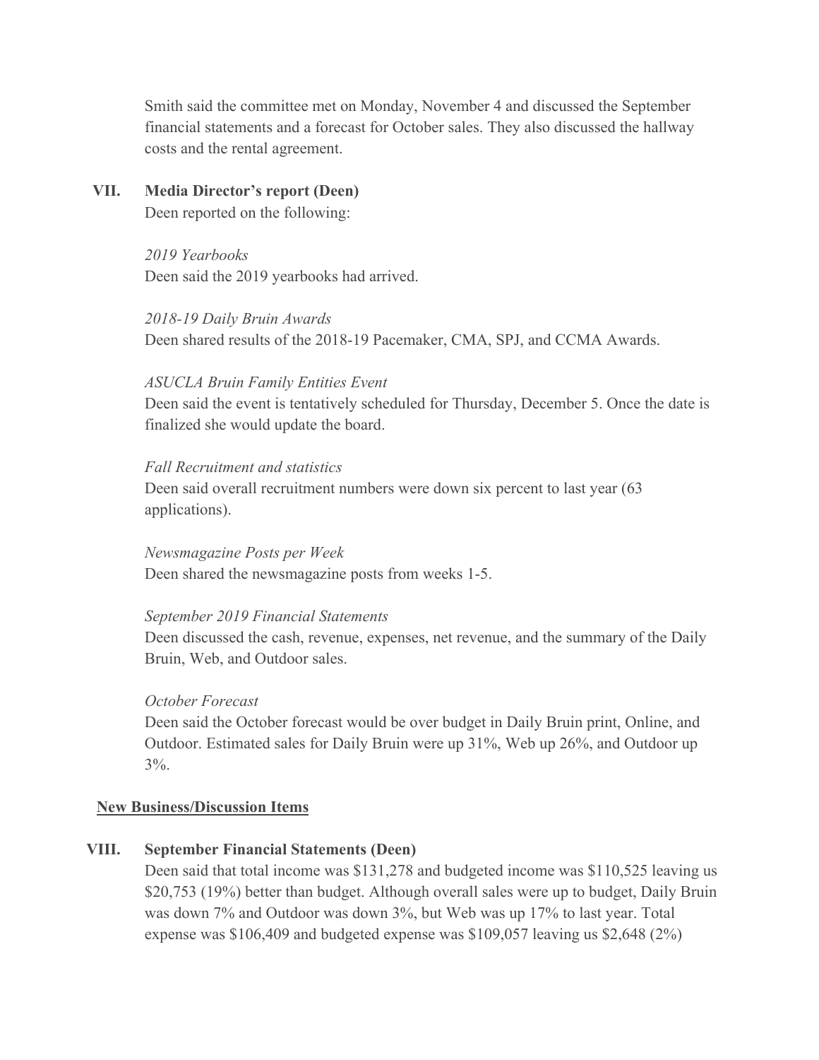Smith said the committee met on Monday, November 4 and discussed the September financial statements and a forecast for October sales. They also discussed the hallway costs and the rental agreement.

## VII. Media Director's report (Deen)

Deen reported on the following:

*2019 Yearbooks*
Deen said the 2019 yearbooks had arrived.

*2018-19 Daily Bruin Awards*
Deen shared results of the 2018-19 Pacemaker, CMA, SPJ, and CCMA Awards.

*ASUCLA Bruin Family Entities Event*
Deen said the event is tentatively scheduled for Thursday, December 5. Once the date is finalized she would update the board.

*Fall Recruitment and statistics*
Deen said overall recruitment numbers were down six percent to last year (63 applications).

*Newsmagazine Posts per Week*
Deen shared the newsmagazine posts from weeks 1-5.

*September 2019 Financial Statements*
Deen discussed the cash, revenue, expenses, net revenue, and the summary of the Daily Bruin, Web, and Outdoor sales.

*October Forecast*
Deen said the October forecast would be over budget in Daily Bruin print, Online, and Outdoor. Estimated sales for Daily Bruin were up 31%, Web up 26%, and Outdoor up 3%.

**New Business/Discussion Items**

## VIII. September Financial Statements (Deen)

Deen said that total income was $131,278 and budgeted income was $110,525 leaving us $20,753 (19%) better than budget. Although overall sales were up to budget, Daily Bruin was down 7% and Outdoor was down 3%, but Web was up 17% to last year. Total expense was $106,409 and budgeted expense was $109,057 leaving us $2,648 (2%)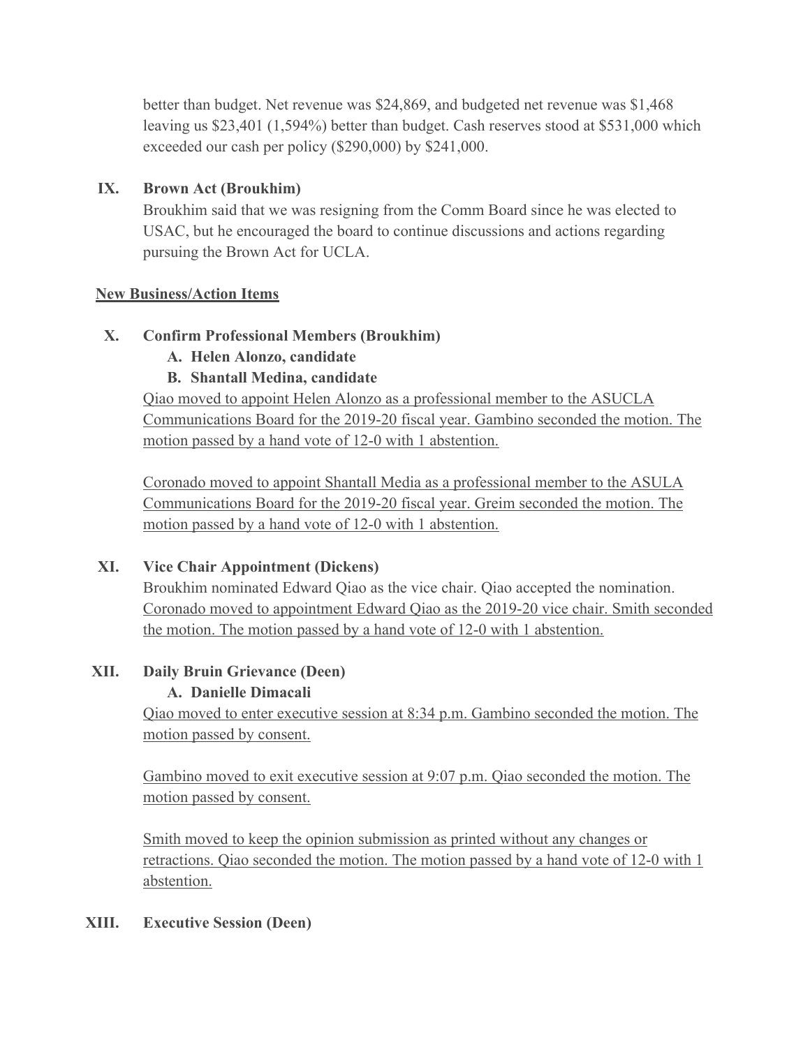better than budget. Net revenue was $24,869, and budgeted net revenue was $1,468 leaving us $23,401 (1,594%) better than budget. Cash reserves stood at $531,000 which exceeded our cash per policy ($290,000) by $241,000.

**IX. Brown Act (Broukhim)**

Broukhim said that we was resigning from the Comm Board since he was elected to USAC, but he encouraged the board to continue discussions and actions regarding pursuing the Brown Act for UCLA.

**<u>New Business/Action Items</u>**

**X. Confirm Professional Members (Broukhim)**

**A. Helen Alonzo, candidate**

**B. Shantall Medina, candidate**

<u>Qiao moved to appoint Helen Alonzo as a professional member to the ASUCLA Communications Board for the 2019-20 fiscal year. Gambino seconded the motion. The motion passed by a hand vote of 12-0 with 1 abstention.</u>

<u>Coronado moved to appoint Shantall Media as a professional member to the ASULA Communications Board for the 2019-20 fiscal year. Greim seconded the motion. The motion passed by a hand vote of 12-0 with 1 abstention.</u>

**XI. Vice Chair Appointment (Dickens)**

Broukhim nominated Edward Qiao as the vice chair. Qiao accepted the nomination. <u>Coronado moved to appointment Edward Qiao as the 2019-20 vice chair. Smith seconded the motion. The motion passed by a hand vote of 12-0 with 1 abstention.</u>

**XII. Daily Bruin Grievance (Deen)**

**A. Danielle Dimacali**

<u>Qiao moved to enter executive session at 8:34 p.m. Gambino seconded the motion. The motion passed by consent.</u>

<u>Gambino moved to exit executive session at 9:07 p.m. Qiao seconded the motion. The motion passed by consent.</u>

<u>Smith moved to keep the opinion submission as printed without any changes or retractions. Qiao seconded the motion. The motion passed by a hand vote of 12-0 with 1 abstention.</u>

**XIII. Executive Session (Deen)**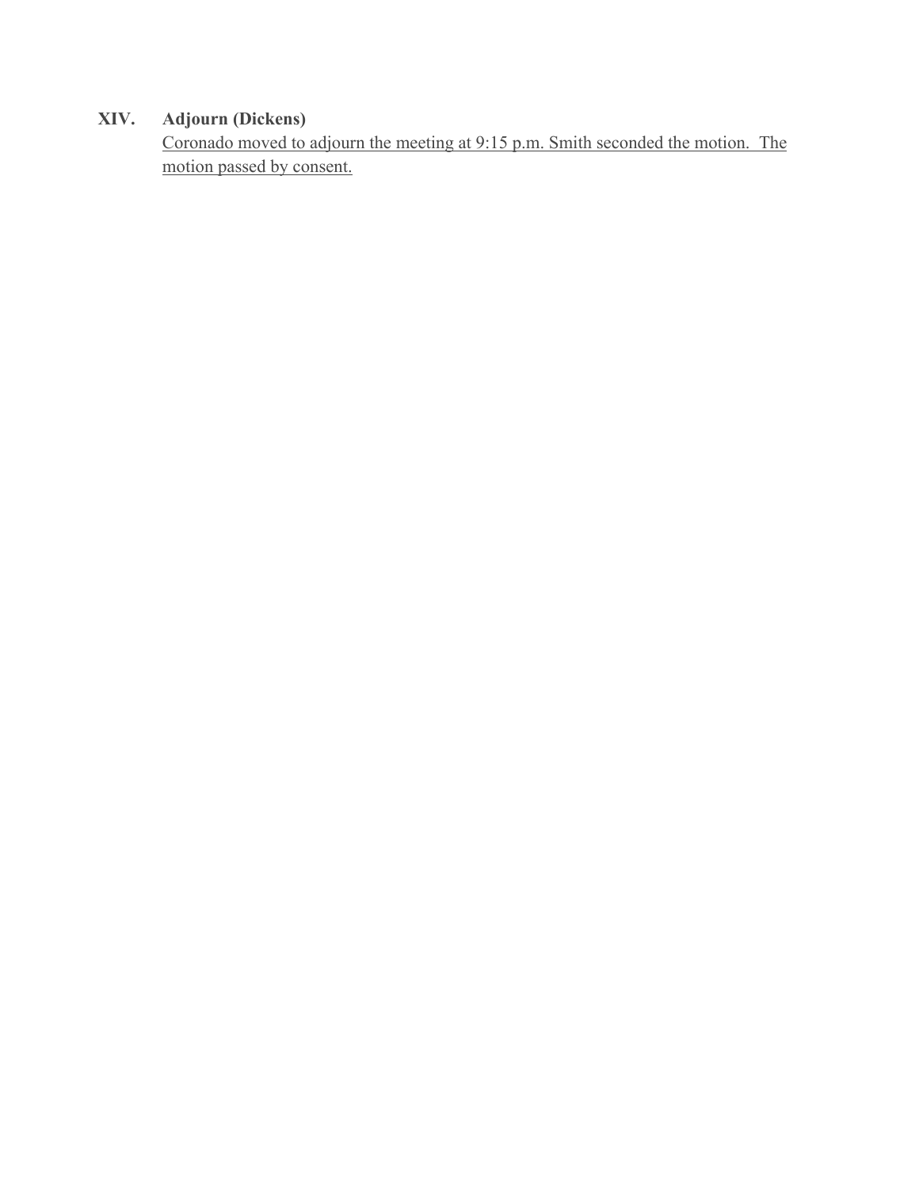**XIV. Adjourn (Dickens)**

Coronado moved to adjourn the meeting at 9:15 p.m. Smith seconded the motion. The motion passed by consent.